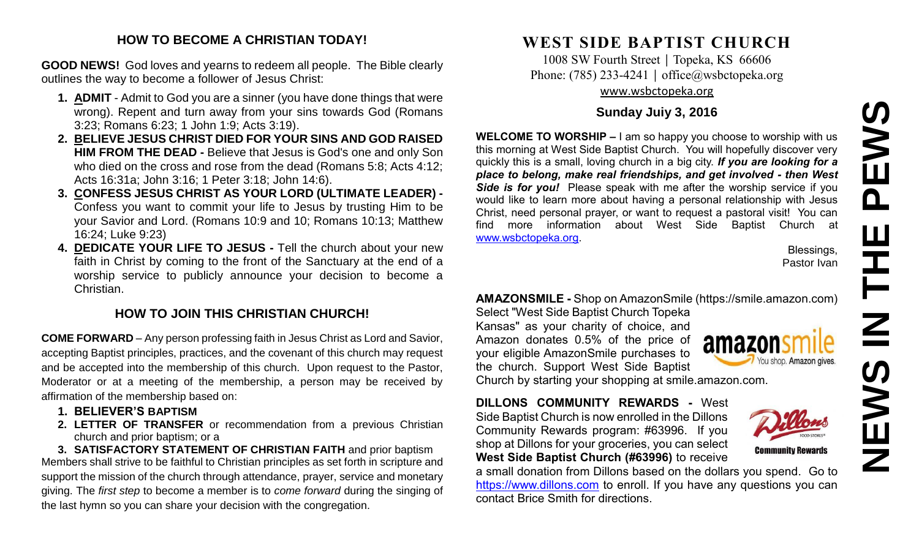## HOW TO BECOME A CHRISTIAN TODAY!

**GOOD NEWS!** God loves and yearns to redeem all people. The Bible clearly outlines the way to become a follower of Jesus Christ:

1. **ADMIT** - Admit to God you are a sinner (you have done things that were wrong). Repent and turn away from your sins towards God (Romans 3:23; Romans 6:23; 1 John 1:9; Acts 3:19).
2. **BELIEVE JESUS CHRIST DIED FOR YOUR SINS AND GOD RAISED HIM FROM THE DEAD -** Believe that Jesus is God's one and only Son who died on the cross and rose from the dead (Romans 5:8; Acts 4:12; Acts 16:31a; John 3:16; 1 Peter 3:18; John 14:6).
3. **CONFESS JESUS CHRIST AS YOUR LORD (ULTIMATE LEADER) -** Confess you want to commit your life to Jesus by trusting Him to be your Savior and Lord. (Romans 10:9 and 10; Romans 10:13; Matthew 16:24; Luke 9:23)
4. **DEDICATE YOUR LIFE TO JESUS -** Tell the church about your new faith in Christ by coming to the front of the Sanctuary at the end of a worship service to publicly announce your decision to become a Christian.

## HOW TO JOIN THIS CHRISTIAN CHURCH!

**COME FORWARD** – Any person professing faith in Jesus Christ as Lord and Savior, accepting Baptist principles, practices, and the covenant of this church may request and be accepted into the membership of this church. Upon request to the Pastor, Moderator or at a meeting of the membership, a person may be received by affirmation of the membership based on:

1. **BELIEVER'S BAPTISM**
2. **LETTER OF TRANSFER** or recommendation from a previous Christian church and prior baptism; or a
3. **SATISFACTORY STATEMENT OF CHRISTIAN FAITH** and prior baptism

Members shall strive to be faithful to Christian principles as set forth in scripture and support the mission of the church through attendance, prayer, service and monetary giving. The *first step* to become a member is to *come forward* during the singing of the last hymn so you can share your decision with the congregation.

# WEST SIDE BAPTIST CHURCH

1008 SW Fourth Street | Topeka, KS 66606
Phone: (785) 233-4241 | office@wsbctopeka.org
www.wsbctopeka.org

### Sunday Juiy 3, 2016

**WELCOME TO WORSHIP –** I am so happy you choose to worship with us this morning at West Side Baptist Church. You will hopefully discover very quickly this is a small, loving church in a big city. ***If you are looking for a place to belong, make real friendships, and get involved - then West Side is for you!*** Please speak with me after the worship service if you would like to learn more about having a personal relationship with Jesus Christ, need personal prayer, or want to request a pastoral visit! You can find more information about West Side Baptist Church at www.wsbctopeka.org.

Blessings,
Pastor Ivan

**AMAZONSMILE -** Shop on AmazonSmile (https://smile.amazon.com) Select "West Side Baptist Church Topeka Kansas" as your charity of choice, and Amazon donates 0.5% of the price of your eligible AmazonSmile purchases to the church. Support West Side Baptist Church by starting your shopping at smile.amazon.com.

**DILLONS COMMUNITY REWARDS -** West Side Baptist Church is now enrolled in the Dillons Community Rewards program: #63996. If you shop at Dillons for your groceries, you can select **West Side Baptist Church (#63996)** to receive a small donation from Dillons based on the dollars you spend. Go to https://www.dillons.com to enroll. If you have any questions you can contact Brice Smith for directions.

# NEWS IN THE PEWS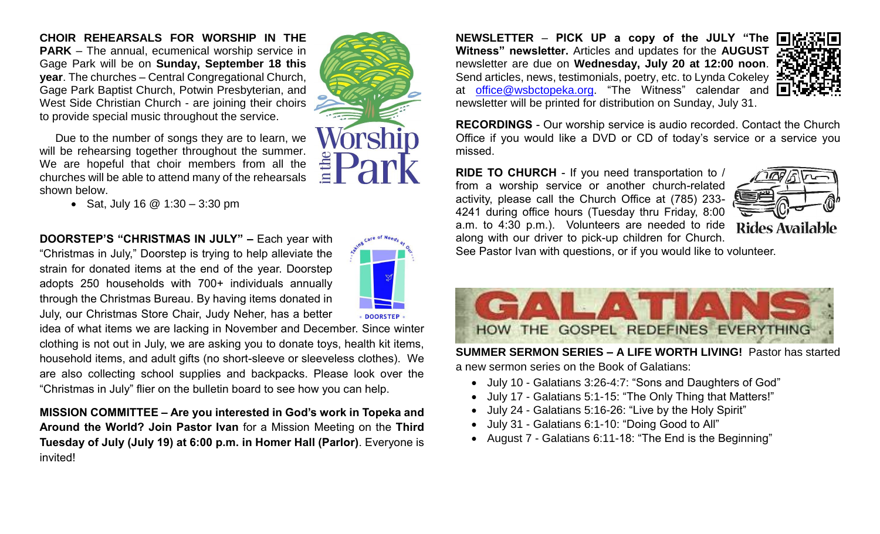**CHOIR REHEARSALS FOR WORSHIP IN THE PARK** – The annual, ecumenical worship service in Gage Park will be on **Sunday, September 18 this year**. The churches – Central Congregational Church, Gage Park Baptist Church, Potwin Presbyterian, and West Side Christian Church - are joining their choirs to provide special music throughout the service.

Due to the number of songs they are to learn, we will be rehearsing together throughout the summer. We are hopeful that choir members from all the churches will be able to attend many of the rehearsals shown below.

- Sat, July 16 @ 1:30 – 3:30 pm

**DOORSTEP'S "CHRISTMAS IN JULY" –** Each year with "Christmas in July," Doorstep is trying to help alleviate the strain for donated items at the end of the year. Doorstep adopts 250 households with 700+ individuals annually through the Christmas Bureau. By having items donated in July, our Christmas Store Chair, Judy Neher, has a better idea of what items we are lacking in November and December. Since winter clothing is not out in July, we are asking you to donate toys, health kit items, household items, and adult gifts (no short-sleeve or sleeveless clothes). We are also collecting school supplies and backpacks. Please look over the "Christmas in July" flier on the bulletin board to see how you can help.

**MISSION COMMITTEE – Are you interested in God's work in Topeka and Around the World? Join Pastor Ivan** for a Mission Meeting on the **Third Tuesday of July (July 19) at 6:00 p.m. in Homer Hall (Parlor)**. Everyone is invited!

**NEWSLETTER – PICK UP a copy of the JULY "The Witness" newsletter.** Articles and updates for the **AUGUST** newsletter are due on **Wednesday, July 20 at 12:00 noon**. Send articles, news, testimonials, poetry, etc. to Lynda Cokeley at office@wsbctopeka.org. "The Witness" calendar and newsletter will be printed for distribution on Sunday, July 31.

**RECORDINGS** - Our worship service is audio recorded. Contact the Church Office if you would like a DVD or CD of today's service or a service you missed.

**RIDE TO CHURCH** - If you need transportation to / from a worship service or another church-related activity, please call the Church Office at (785) 233-4241 during office hours (Tuesday thru Friday, 8:00 a.m. to 4:30 p.m.). Volunteers are needed to ride along with our driver to pick-up children for Church. See Pastor Ivan with questions, or if you would like to volunteer.

**SUMMER SERMON SERIES – A LIFE WORTH LIVING!** Pastor has started a new sermon series on the Book of Galatians:

- July 10 - Galatians 3:26-4:7: "Sons and Daughters of God"
- July 17 - Galatians 5:1-15: "The Only Thing that Matters!"
- July 24 - Galatians 5:16-26: "Live by the Holy Spirit"
- July 31 - Galatians 6:1-10: "Doing Good to All"
- August 7 - Galatians 6:11-18: "The End is the Beginning"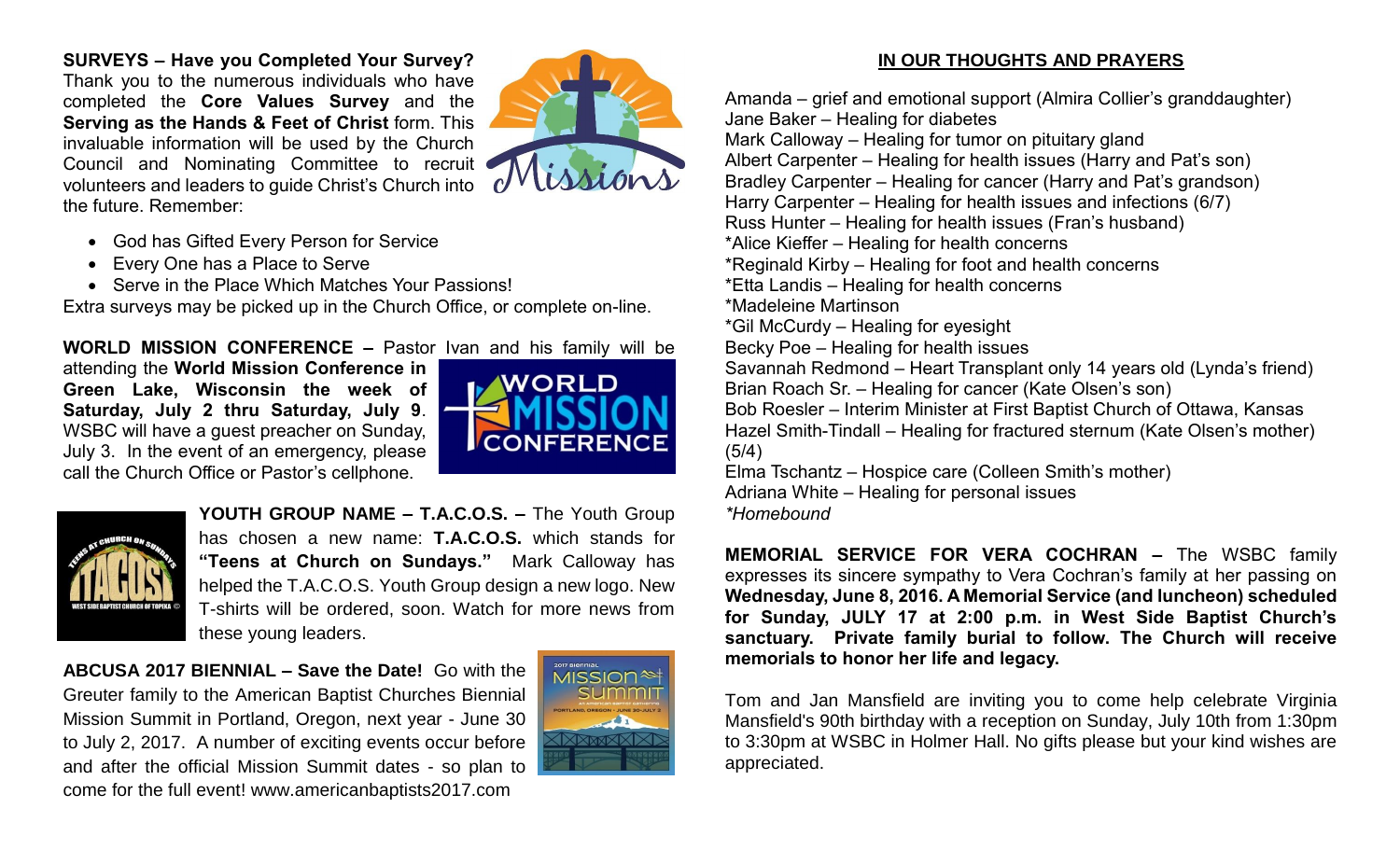**SURVEYS – Have you Completed Your Survey?** Thank you to the numerous individuals who have completed the **Core Values Survey** and the **Serving as the Hands & Feet of Christ** form. This invaluable information will be used by the Church Council and Nominating Committee to recruit volunteers and leaders to guide Christ's Church into the future. Remember:

- God has Gifted Every Person for Service
- Every One has a Place to Serve
- Serve in the Place Which Matches Your Passions!

Extra surveys may be picked up in the Church Office, or complete on-line.

**WORLD MISSION CONFERENCE –** Pastor Ivan and his family will be attending the **World Mission Conference in Green Lake, Wisconsin the week of Saturday, July 2 thru Saturday, July 9**. WSBC will have a guest preacher on Sunday, July 3. In the event of an emergency, please call the Church Office or Pastor's cellphone.

**YOUTH GROUP NAME – T.A.C.O.S. –** The Youth Group has chosen a new name: **T.A.C.O.S.** which stands for **"Teens at Church on Sundays."** Mark Calloway has helped the T.A.C.O.S. Youth Group design a new logo. New T-shirts will be ordered, soon. Watch for more news from these young leaders.

**ABCUSA 2017 BIENNIAL – Save the Date!** Go with the Greuter family to the American Baptist Churches Biennial Mission Summit in Portland, Oregon, next year - June 30 to July 2, 2017. A number of exciting events occur before and after the official Mission Summit dates - so plan to come for the full event! www.americanbaptists2017.com

**IN OUR THOUGHTS AND PRAYERS**

Amanda – grief and emotional support (Almira Collier's granddaughter)
Jane Baker – Healing for diabetes
Mark Calloway – Healing for tumor on pituitary gland
Albert Carpenter – Healing for health issues (Harry and Pat's son)
Bradley Carpenter – Healing for cancer (Harry and Pat's grandson)
Harry Carpenter – Healing for health issues and infections (6/7)
Russ Hunter – Healing for health issues (Fran's husband)
*Alice Kieffer – Healing for health concerns
*Reginald Kirby – Healing for foot and health concerns
*Etta Landis – Healing for health concerns
*Madeleine Martinson
*Gil McCurdy – Healing for eyesight
Becky Poe – Healing for health issues
Savannah Redmond – Heart Transplant only 14 years old (Lynda's friend)
Brian Roach Sr. – Healing for cancer (Kate Olsen's son)
Bob Roesler – Interim Minister at First Baptist Church of Ottawa, Kansas
Hazel Smith-Tindall – Healing for fractured sternum (Kate Olsen's mother) (5/4)
Elma Tschantz – Hospice care (Colleen Smith's mother)
Adriana White – Healing for personal issues
*\*Homebound*

**MEMORIAL SERVICE FOR VERA COCHRAN –** The WSBC family expresses its sincere sympathy to Vera Cochran's family at her passing on **Wednesday, June 8, 2016. A Memorial Service (and luncheon) scheduled for Sunday, JULY 17 at 2:00 p.m. in West Side Baptist Church's sanctuary. Private family burial to follow. The Church will receive memorials to honor her life and legacy.**

Tom and Jan Mansfield are inviting you to come help celebrate Virginia Mansfield's 90th birthday with a reception on Sunday, July 10th from 1:30pm to 3:30pm at WSBC in Holmer Hall. No gifts please but your kind wishes are appreciated.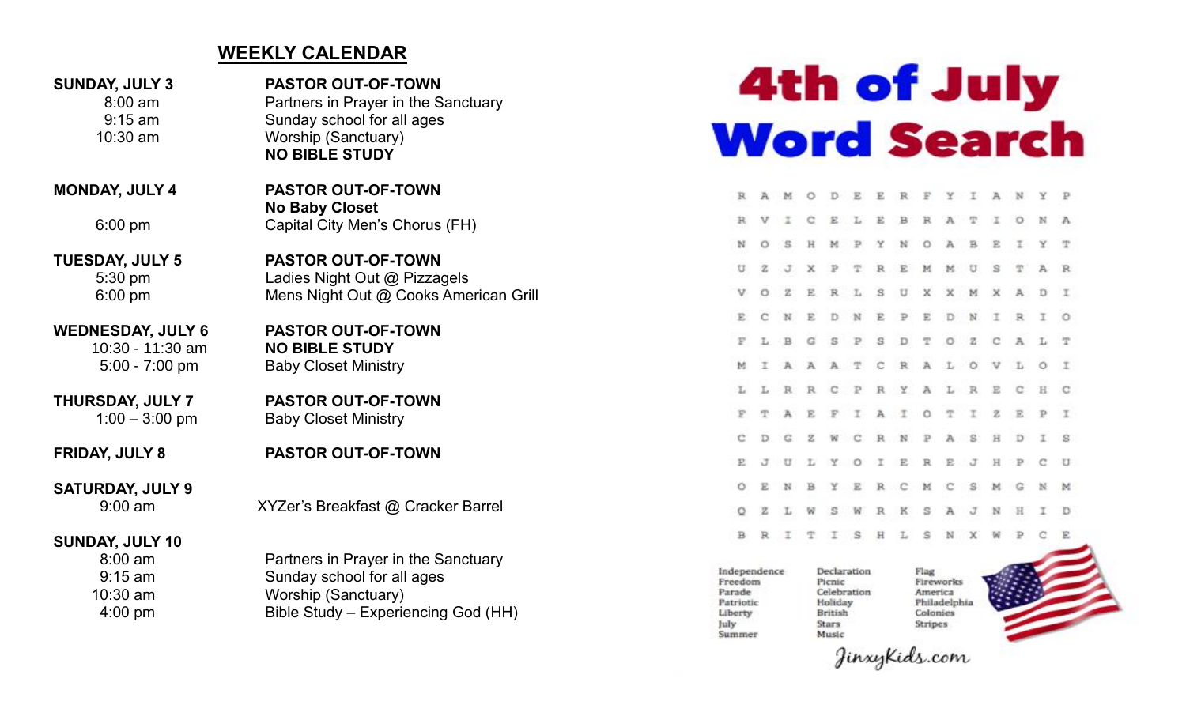## WEEKLY CALENDAR

**SUNDAY, JULY 3** — **PASTOR OUT-OF-TOWN**

- 8:00 am — Partners in Prayer in the Sanctuary
- 9:15 am — Sunday school for all ages
- 10:30 am — Worship (Sanctuary)
- **NO BIBLE STUDY**

**MONDAY, JULY 4** — **PASTOR OUT-OF-TOWN**

- **No Baby Closet**
- 6:00 pm — Capital City Men's Chorus (FH)

**TUESDAY, JULY 5** — **PASTOR OUT-OF-TOWN**

- 5:30 pm — Ladies Night Out @ Pizzagels
- 6:00 pm — Mens Night Out @ Cooks American Grill

**WEDNESDAY, JULY 6** — **PASTOR OUT-OF-TOWN**

- 10:30 - 11:30 am — **NO BIBLE STUDY**
- 5:00 - 7:00 pm — Baby Closet Ministry

**THURSDAY, JULY 7** — **PASTOR OUT-OF-TOWN**

- 1:00 – 3:00 pm — Baby Closet Ministry

**FRIDAY, JULY 8** — **PASTOR OUT-OF-TOWN**

**SATURDAY, JULY 9**

- 9:00 am — XYZer's Breakfast @ Cracker Barrel

**SUNDAY, JULY 10**

- 8:00 am — Partners in Prayer in the Sanctuary
- 9:15 am — Sunday school for all ages
- 10:30 am — Worship (Sanctuary)
- 4:00 pm — Bible Study – Experiencing God (HH)

# 4th of July Word Search

```
R A M O D E E R F Y I A N Y P
R V I C E L E B R A T I O N A
N O S H M P Y N O A B E I Y T
U Z J X P T R E M M U S T A R
V O Z E R L S U X X M X A D I
E C N E D N E P E D N I R I O
F L B G S P S D T O Z C A L T
M I A A A T C R A L O V L O I
L L R R C P R Y A L R E C H C
F T A E F I A I O T I Z E P I
C D G Z W C R N P A S H D I S
E J U L Y O I E R E J H P C U
O E N B Y E R C M C S M G N M
Q Z L W S W R K S A J N H I D
B R I T I S H L S N X W P C E
```

Independence, Freedom, Parade, Patriotic, Liberty, July, Summer

Declaration, Picnic, Celebration, Holiday, British, Stars, Music

Flag, Fireworks, America, Philadelphia, Colonies, Stripes

JinxyKids.com